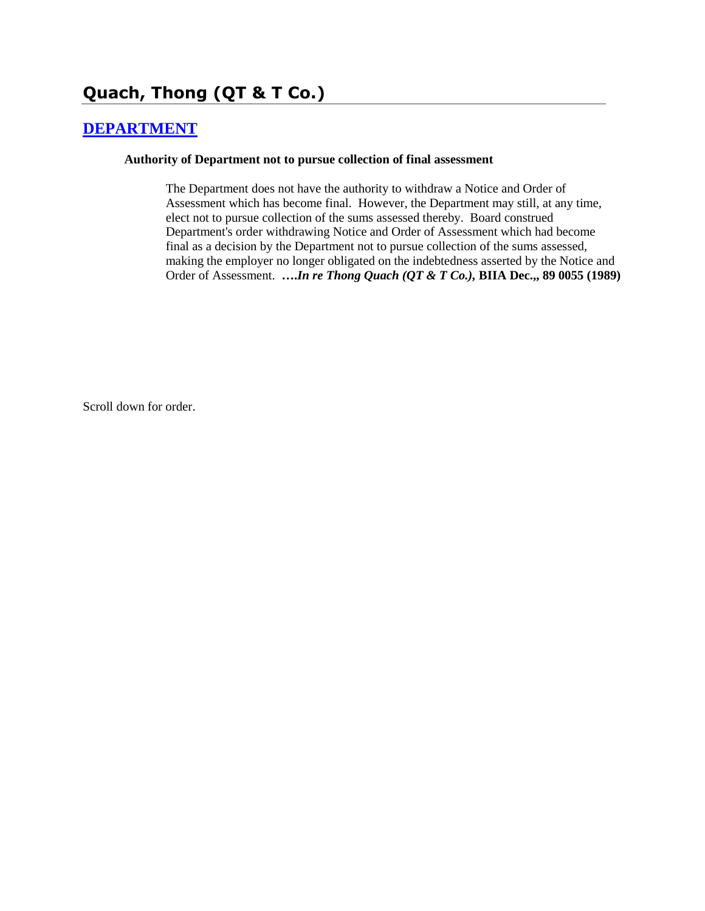# Quach, Thong (QT & T Co.)

## [DEPARTMENT]

**Authority of Department not to pursue collection of final assessment**

> The Department does not have the authority to withdraw a Notice and Order of Assessment which has become final. However, the Department may still, at any time, elect not to pursue collection of the sums assessed thereby. Board construed Department's order withdrawing Notice and Order of Assessment which had become final as a decision by the Department not to pursue collection of the sums assessed, making the employer no longer obligated on the indebtedness asserted by the Notice and Order of Assessment. ***….In re Thong Quach (QT & T Co.),* BIIA Dec.,, 89 0055 (1989)**

Scroll down for order.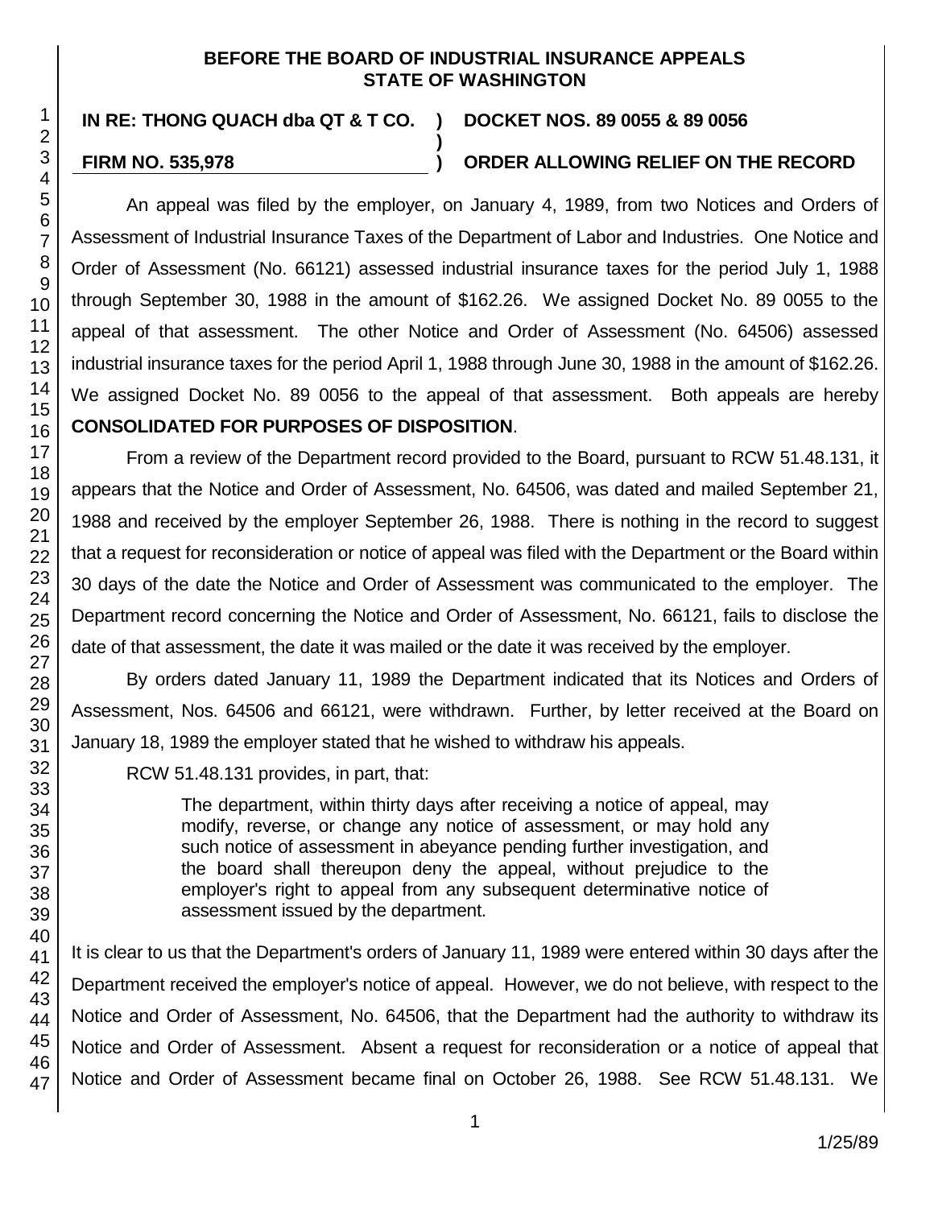**BEFORE THE BOARD OF INDUSTRIAL INSURANCE APPEALS**
**STATE OF WASHINGTON**

| | | |
|---|---|---|
| **IN RE: THONG QUACH dba QT & T CO.** | **)** | **DOCKET NOS. 89 0055 & 89 0056** |
| | **)** | |
| **FIRM NO. 535,978** | **)** | **ORDER ALLOWING RELIEF ON THE RECORD** |

An appeal was filed by the employer, on January 4, 1989, from two Notices and Orders of Assessment of Industrial Insurance Taxes of the Department of Labor and Industries. One Notice and Order of Assessment (No. 66121) assessed industrial insurance taxes for the period July 1, 1988 through September 30, 1988 in the amount of $162.26. We assigned Docket No. 89 0055 to the appeal of that assessment. The other Notice and Order of Assessment (No. 64506) assessed industrial insurance taxes for the period April 1, 1988 through June 30, 1988 in the amount of $162.26. We assigned Docket No. 89 0056 to the appeal of that assessment. Both appeals are hereby **CONSOLIDATED FOR PURPOSES OF DISPOSITION**.

From a review of the Department record provided to the Board, pursuant to RCW 51.48.131, it appears that the Notice and Order of Assessment, No. 64506, was dated and mailed September 21, 1988 and received by the employer September 26, 1988. There is nothing in the record to suggest that a request for reconsideration or notice of appeal was filed with the Department or the Board within 30 days of the date the Notice and Order of Assessment was communicated to the employer. The Department record concerning the Notice and Order of Assessment, No. 66121, fails to disclose the date of that assessment, the date it was mailed or the date it was received by the employer.

By orders dated January 11, 1989 the Department indicated that its Notices and Orders of Assessment, Nos. 64506 and 66121, were withdrawn. Further, by letter received at the Board on January 18, 1989 the employer stated that he wished to withdraw his appeals.

RCW 51.48.131 provides, in part, that:

> The department, within thirty days after receiving a notice of appeal, may modify, reverse, or change any notice of assessment, or may hold any such notice of assessment in abeyance pending further investigation, and the board shall thereupon deny the appeal, without prejudice to the employer's right to appeal from any subsequent determinative notice of assessment issued by the department.

It is clear to us that the Department's orders of January 11, 1989 were entered within 30 days after the Department received the employer's notice of appeal. However, we do not believe, with respect to the Notice and Order of Assessment, No. 64506, that the Department had the authority to withdraw its Notice and Order of Assessment. Absent a request for reconsideration or a notice of appeal that Notice and Order of Assessment became final on October 26, 1988. See RCW 51.48.131. We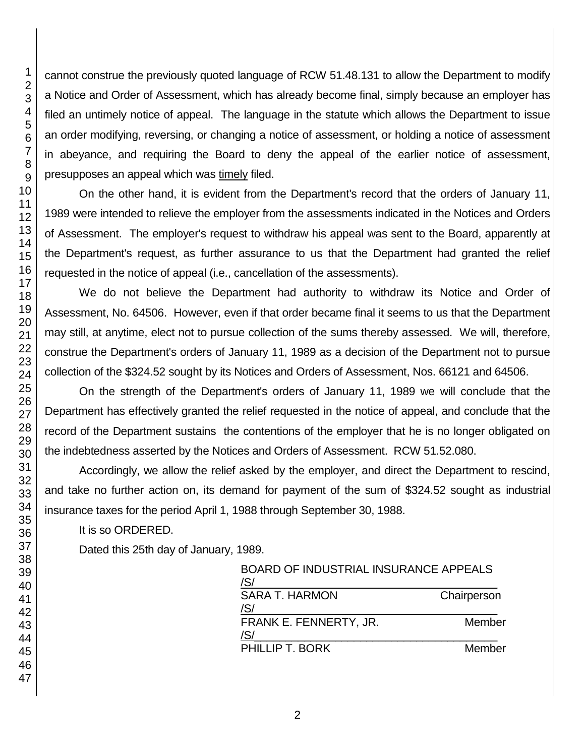cannot construe the previously quoted language of RCW 51.48.131 to allow the Department to modify a Notice and Order of Assessment, which has already become final, simply because an employer has filed an untimely notice of appeal. The language in the statute which allows the Department to issue an order modifying, reversing, or changing a notice of assessment, or holding a notice of assessment in abeyance, and requiring the Board to deny the appeal of the earlier notice of assessment, presupposes an appeal which was timely filed.

On the other hand, it is evident from the Department's record that the orders of January 11, 1989 were intended to relieve the employer from the assessments indicated in the Notices and Orders of Assessment. The employer's request to withdraw his appeal was sent to the Board, apparently at the Department's request, as further assurance to us that the Department had granted the relief requested in the notice of appeal (i.e., cancellation of the assessments).

We do not believe the Department had authority to withdraw its Notice and Order of Assessment, No. 64506. However, even if that order became final it seems to us that the Department may still, at anytime, elect not to pursue collection of the sums thereby assessed. We will, therefore, construe the Department's orders of January 11, 1989 as a decision of the Department not to pursue collection of the $324.52 sought by its Notices and Orders of Assessment, Nos. 66121 and 64506.

On the strength of the Department's orders of January 11, 1989 we will conclude that the Department has effectively granted the relief requested in the notice of appeal, and conclude that the record of the Department sustains the contentions of the employer that he is no longer obligated on the indebtedness asserted by the Notices and Orders of Assessment. RCW 51.52.080.

Accordingly, we allow the relief asked by the employer, and direct the Department to rescind, and take no further action on, its demand for payment of the sum of $324.52 sought as industrial insurance taxes for the period April 1, 1988 through September 30, 1988.

It is so ORDERED.

Dated this 25th day of January, 1989.

BOARD OF INDUSTRIAL INSURANCE APPEALS

/S/
SARA T. HARMON — Chairperson

/S/
FRANK E. FENNERTY, JR. — Member

/S/
PHILLIP T. BORK — Member